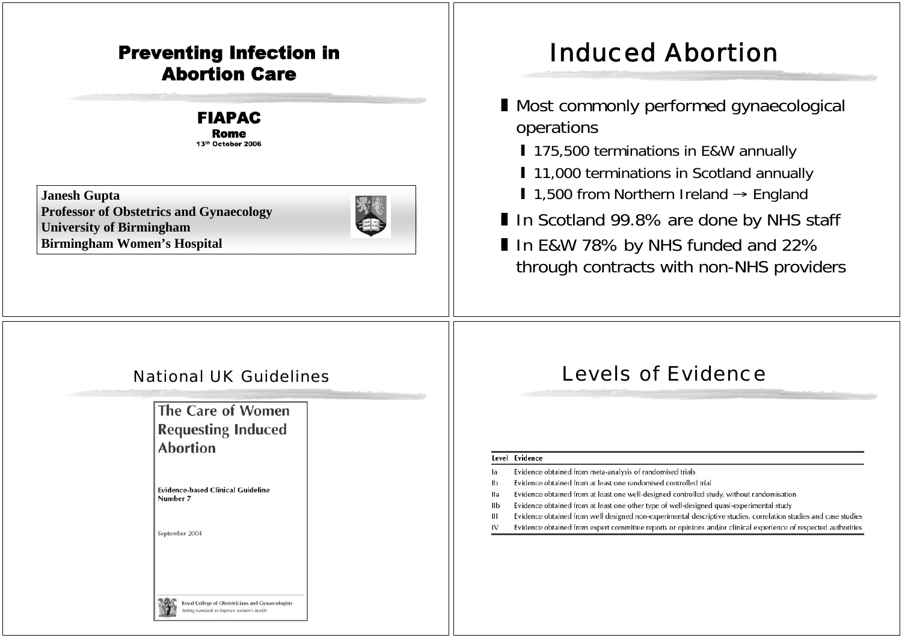# Preventing Infection in Abortion Care

**FIAPAC**
**Rome**
**13th October 2006**

**Janesh Gupta**
**Professor of Obstetrics and Gynaecology**
**University of Birmingham**
**Birmingham Women's Hospital**

## Induced Abortion

- Most commonly performed gynaecological operations
  - 175,500 terminations in E&W annually
  - 11,000 terminations in Scotland annually
  - 1,500 from Northern Ireland → England
- In Scotland 99.8% are done by NHS staff
- In E&W 78% by NHS funded and 22% through contracts with non-NHS providers

## National UK Guidelines

The Care of Women Requesting Induced Abortion

Evidence-based Clinical Guideline Number 7

September 2004

Royal College of Obstetricians and Gynaecologists
*Setting standards to improve women's health*

## Levels of Evidence

| Level | Evidence |
|---|---|
| Ia | Evidence obtained from meta-analysis of randomised trials |
| Ib | Evidence obtained from at least one randomised controlled trial |
| IIa | Evidence obtained from at least one well-designed controlled study, without randomisation |
| IIb | Evidence obtained from at least one other type of well-designed quasi-experimental study |
| III | Evidence obtained from well designed non-experimental descriptive studies, correlation studies and case studies |
| IV | Evidence obtained from expert committee reports or opinions and/or clinical experience of respected authorities |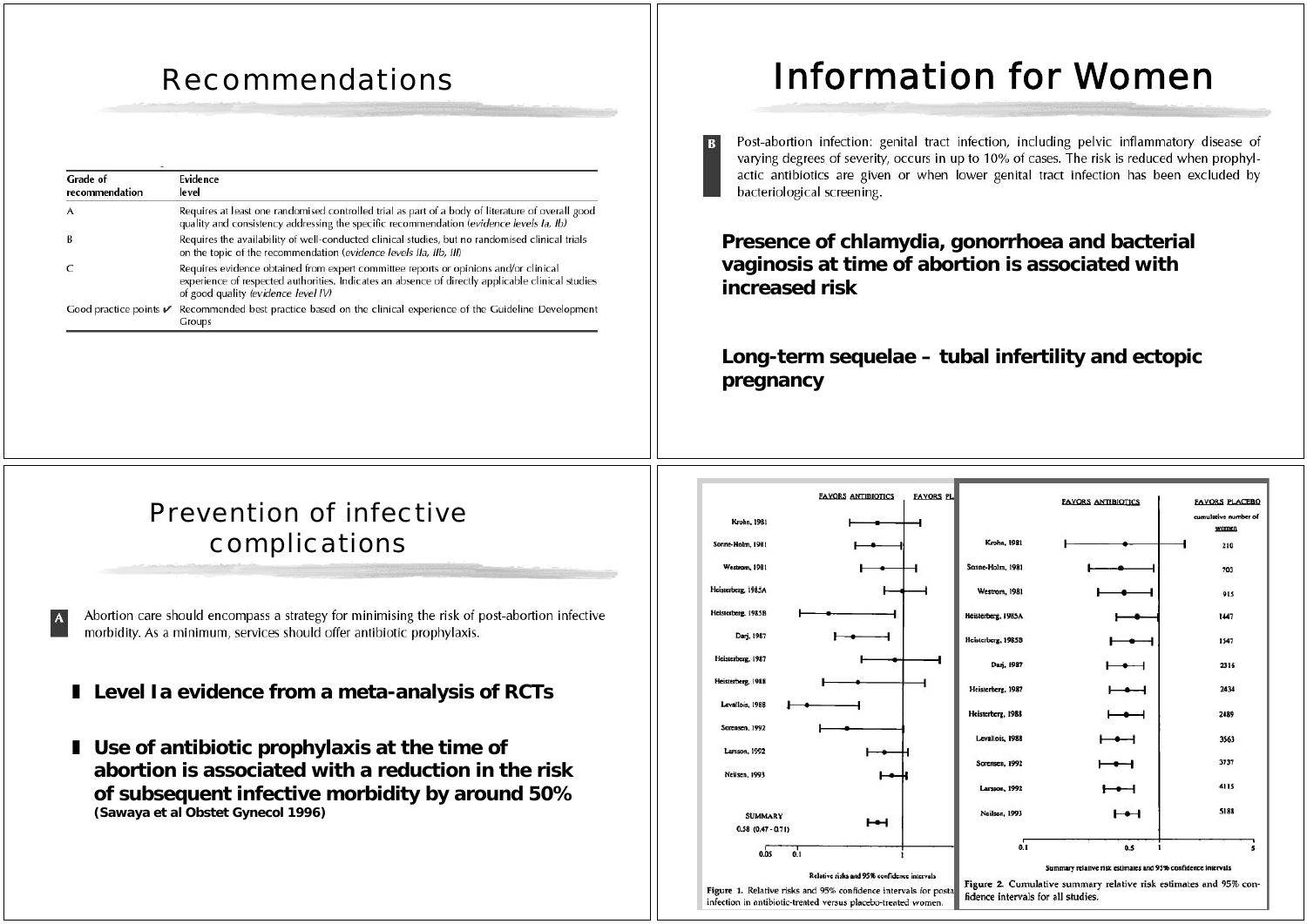# Recommendations

| Grade of recommendation | Evidence level |
|---|---|
| A | Requires at least one randomised controlled trial as part of a body of literature of overall good quality and consistency addressing the specific recommendation (*evidence levels Ia, Ib*) |
| B | Requires the availability of well-conducted clinical studies, but no randomised clinical trials on the topic of the recommendation (*evidence levels IIa, IIb, III*) |
| C | Requires evidence obtained from expert committee reports or opinions and/or clinical experience of respected authorities. Indicates an absence of directly applicable clinical studies of good quality (*evidence level IV*) |
| Good practice points ✔ | Recommended best practice based on the clinical experience of the Guideline Development Groups |

# Information for Women

**B** Post-abortion infection: genital tract infection, including pelvic inflammatory disease of varying degrees of severity, occurs in up to 10% of cases. The risk is reduced when prophylactic antibiotics are given or when lower genital tract infection has been excluded by bacteriological screening.

**Presence of chlamydia, gonorrhoea and bacterial vaginosis at time of abortion is associated with increased risk**

**Long-term sequelae – tubal infertility and ectopic pregnancy**

# Prevention of infective complications

**A** Abortion care should encompass a strategy for minimising the risk of post-abortion infective morbidity. As a minimum, services should offer antibiotic prophylaxis.

- **Level Ia evidence from a meta-analysis of RCTs**
- **Use of antibiotic prophylaxis at the time of abortion is associated with a reduction in the risk of subsequent infective morbidity by around 50%** **(Sawaya et al Obstet Gynecol 1996)**

Figure 1. Relative risks and 95% confidence intervals for postabortal infection in antibiotic-treated versus placebo-treated women.

Figure 2. Cumulative summary relative risk estimates and 95% confidence intervals for all studies.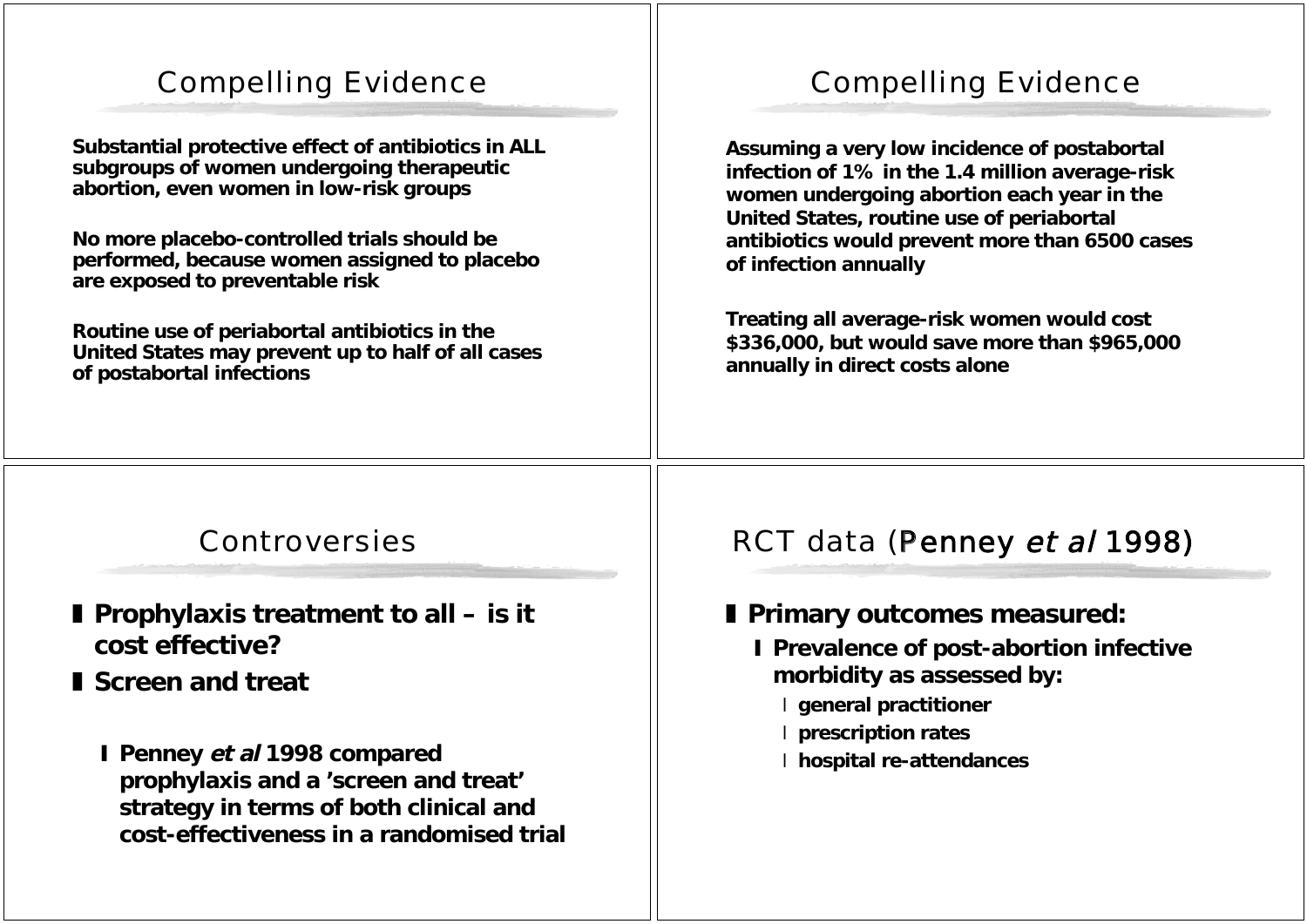## Compelling Evidence

**Substantial protective effect of antibiotics in ALL subgroups of women undergoing therapeutic abortion, even women in low-risk groups**

**No more placebo-controlled trials should be performed, because women assigned to placebo are exposed to preventable risk**

**Routine use of periabortal antibiotics in the United States may prevent up to half of all cases of postabortal infections**

## Compelling Evidence

**Assuming a very low incidence of postabortal infection of 1% in the 1.4 million average-risk women undergoing abortion each year in the United States, routine use of periabortal antibiotics would prevent more than 6500 cases of infection annually**

**Treating all average-risk women would cost $336,000, but would save more than $965,000 annually in direct costs alone**

## Controversies

- **Prophylaxis treatment to all – is it cost effective?**
- **Screen and treat**
  - **Penney *et al* 1998 compared prophylaxis and a 'screen and treat' strategy in terms of both clinical and cost-effectiveness in a randomised trial**

## RCT data (Penney *et al* 1998)

- **Primary outcomes measured:**
  - **Prevalence of post-abortion infective morbidity as assessed by:**
    - **general practitioner**
    - **prescription rates**
    - **hospital re-attendances**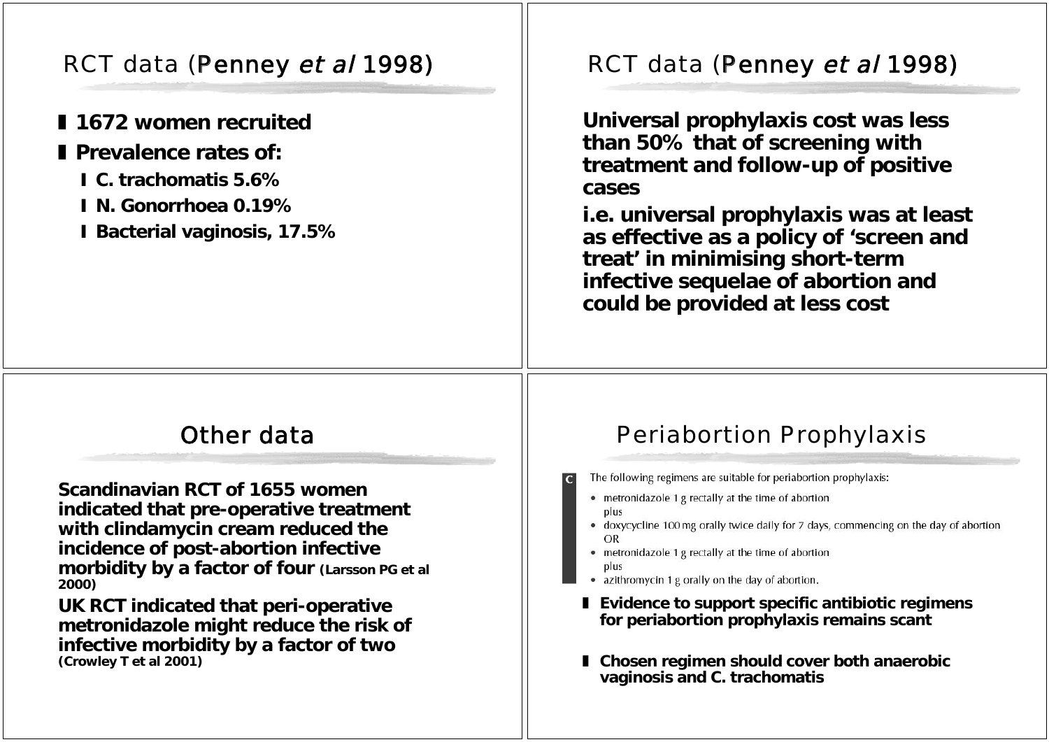## RCT data (Penney *et al* 1998)

- **1672 women recruited**
- **Prevalence rates of:**
  - **C. trachomatis 5.6%**
  - **N. Gonorrhoea 0.19%**
  - **Bacterial vaginosis, 17.5%**

## RCT data (Penney *et al* 1998)

**Universal prophylaxis cost was less than 50% that of screening with treatment and follow-up of positive cases**

**i.e. universal prophylaxis was at least as effective as a policy of 'screen and treat' in minimising short-term infective sequelae of abortion and could be provided at less cost**

## Other data

**Scandinavian RCT of 1655 women indicated that pre-operative treatment with clindamycin cream reduced the incidence of post-abortion infective morbidity by a factor of four (Larsson PG et al 2000)**

**UK RCT indicated that peri-operative metronidazole might reduce the risk of infective morbidity by a factor of two (Crowley T et al 2001)**

## Periabortion Prophylaxis

C

The following regimens are suitable for periabortion prophylaxis:

- metronidazole 1 g rectally at the time of abortion
  plus
- doxycycline 100 mg orally twice daily for 7 days, commencing on the day of abortion
  OR
- metronidazole 1 g rectally at the time of abortion
  plus
- azithromycin 1 g orally on the day of abortion.

- **Evidence to support specific antibiotic regimens for periabortion prophylaxis remains scant**
- **Chosen regimen should cover both anaerobic vaginosis and C. trachomatis**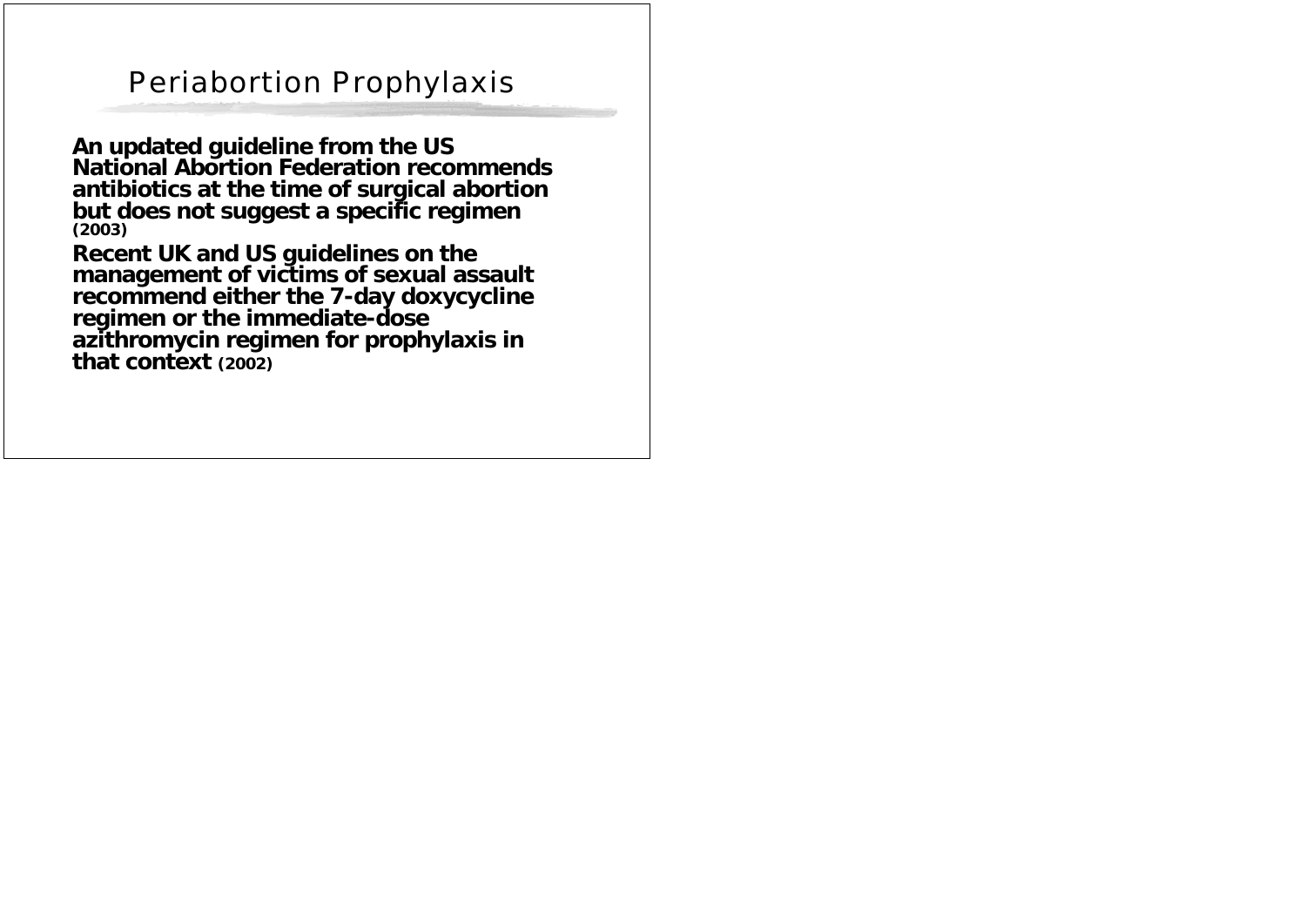# Periabortion Prophylaxis

**An updated guideline from the US National Abortion Federation recommends antibiotics at the time of surgical abortion but does not suggest a specific regimen (2003)**

**Recent UK and US guidelines on the management of victims of sexual assault recommend either the 7-day doxycycline regimen or the immediate-dose azithromycin regimen for prophylaxis in that context (2002)**